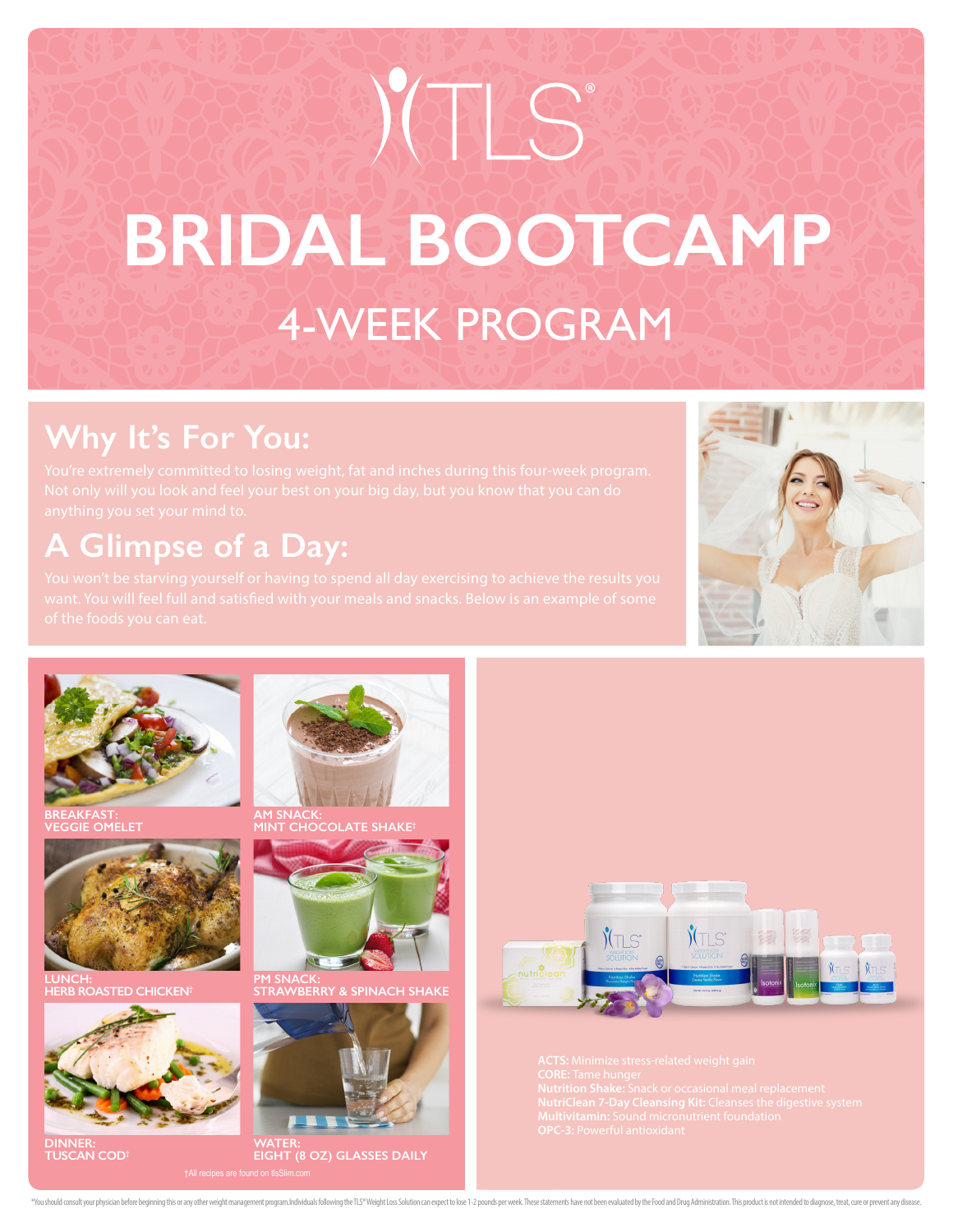# TLS®

# BRIDAL BOOTCAMP

## 4-WEEK PROGRAM

## Why It's For You:

You're extremely committed to losing weight, fat and inches during this four-week program. Not only will you look and feel your best on your big day, but you know that you can do anything you set your mind to.

## A Glimpse of a Day:

You won't be starving yourself or having to spend all day exercising to achieve the results you want. You will feel full and satisfied with your meals and snacks. Below is an example of some of the foods you can eat.

**BREAKFAST:**
**VEGGIE OMELET**

**AM SNACK:**
**MINT CHOCOLATE SHAKE†**

**LUNCH:**
**HERB ROASTED CHICKEN†**

**PM SNACK:**
**STRAWBERRY & SPINACH SHAKE**

**DINNER:**
**TUSCAN COD†**

**WATER:**
**EIGHT (8 OZ) GLASSES DAILY**

†All recipes are found on tlsSlim.com

**ACTS:** Minimize stress-related weight gain
**CORE:** Tame hunger
**Nutrition Shake:** Snack or occasional meal replacement
**NutriClean 7-Day Cleansing Kit:** Cleanses the digestive system
**Multivitamin:** Sound micronutrient foundation
**OPC-3:** Powerful antioxidant

*You should consult your physician before beginning this or any other weight management program. Individuals following the TLS® Weight Loss Solution can expect to lose 1-2 pounds per week. These statements have not been evaluated by the Food and Drug Administration. This product is not intended to diagnose, treat, cure or prevent any disease.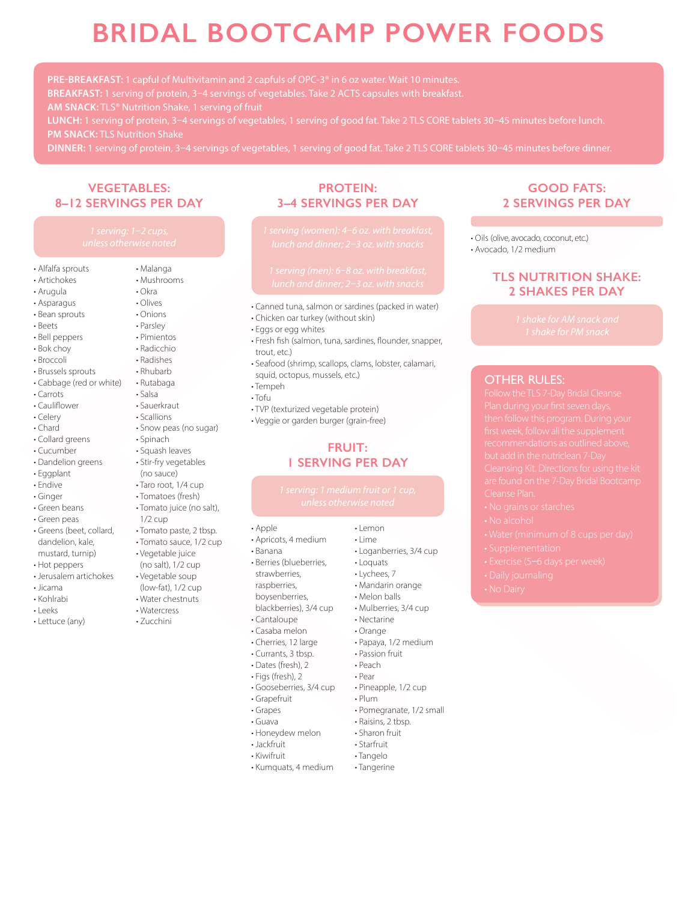# BRIDAL BOOTCAMP POWER FOODS

**PRE-BREAKFAST:** 1 capful of Multivitamin and 2 capfuls of OPC-3® in 6 oz water. Wait 10 minutes.
**BREAKFAST:** 1 serving of protein, 3–4 servings of vegetables. Take 2 ACTS capsules with breakfast.
**AM SNACK:** TLS® Nutrition Shake, 1 serving of fruit
**LUNCH:** 1 serving of protein, 3–4 servings of vegetables, 1 serving of good fat. Take 2 TLS CORE tablets 30–45 minutes before lunch.
**PM SNACK:** TLS Nutrition Shake
**DINNER:** 1 serving of protein, 3–4 servings of vegetables, 1 serving of good fat. Take 2 TLS CORE tablets 30–45 minutes before dinner.

## VEGETABLES: 8–12 SERVINGS PER DAY

*1 serving: 1–2 cups, unless otherwise noted*

- Alfalfa sprouts
- Artichokes
- Arugula
- Asparagus
- Bean sprouts
- Beets
- Bell peppers
- Bok choy
- Broccoli
- Brussels sprouts
- Cabbage (red or white)
- Carrots
- Cauliflower
- Celery
- Chard
- Collard greens
- Cucumber
- Dandelion greens
- Eggplant
- Endive
- Ginger
- Green beans
- Green peas
- Greens (beet, collard, dandelion, kale, mustard, turnip)
- Hot peppers
- Jerusalem artichokes
- Jicama
- Kohlrabi
- Leeks
- Lettuce (any)
- Malanga
- Mushrooms
- Okra
- Olives
- Onions
- Parsley
- Pimientos
- Radicchio
- Radishes
- Rhubarb
- Rutabaga
- Salsa
- Sauerkraut
- Scallions
- Snow peas (no sugar)
- Spinach
- Squash leaves
- Stir-fry vegetables (no sauce)
- Taro root, 1/4 cup
- Tomatoes (fresh)
- Tomato juice (no salt), 1/2 cup
- Tomato paste, 2 tbsp.
- Tomato sauce, 1/2 cup
- Vegetable juice (no salt), 1/2 cup
- Vegetable soup (low-fat), 1/2 cup
- Water chestnuts
- Watercress
- Zucchini

## PROTEIN: 3–4 SERVINGS PER DAY

*1 serving (women): 4–6 oz. with breakfast, lunch and dinner; 2–3 oz. with snacks*

*1 serving (men): 6–8 oz. with breakfast, lunch and dinner; 2–3 oz. with snacks*

- Canned tuna, salmon or sardines (packed in water)
- Chicken oar turkey (without skin)
- Eggs or egg whites
- Fresh fish (salmon, tuna, sardines, flounder, snapper, trout, etc.)
- Seafood (shrimp, scallops, clams, lobster, calamari, squid, octopus, mussels, etc.)
- Tempeh
- Tofu
- TVP (texturized vegetable protein)
- Veggie or garden burger (grain-free)

## FRUIT: 1 SERVING PER DAY

*1 serving: 1 medium fruit or 1 cup, unless otherwise noted*

- Apple
- Apricots, 4 medium
- Banana
- Berries (blueberries, strawberries, raspberries, boysenberries, blackberries), 3/4 cup
- Cantaloupe
- Casaba melon
- Cherries, 12 large
- Currants, 3 tbsp.
- Dates (fresh), 2
- Figs (fresh), 2
- Gooseberries, 3/4 cup
- Grapefruit
- Grapes
- Guava
- Honeydew melon
- Jackfruit
- Kiwifruit
- Kumquats, 4 medium
- Lemon
- Lime
- Loganberries, 3/4 cup
- Loquats
- Lychees, 7
- Mandarin orange
- Melon balls
- Mulberries, 3/4 cup
- Nectarine
- Orange
- Papaya, 1/2 medium
- Passion fruit
- Peach
- Pear
- Pineapple, 1/2 cup
- Plum
- Pomegranate, 1/2 small
- Raisins, 2 tbsp.
- Sharon fruit
- Starfruit
- Tangelo
- Tangerine

## GOOD FATS: 2 SERVINGS PER DAY

- Oils (olive, avocado, coconut, etc.)
- Avocado, 1/2 medium

## TLS NUTRITION SHAKE: 2 SHAKES PER DAY

*1 shake for AM snack and 1 shake for PM snack*

## OTHER RULES:

Follow the TLS 7-Day Bridal Cleanse Plan during your first seven days, then follow this program. During your first week, follow all the supplement recommendations as outlined above, but add in the nutriclean 7-Day Cleansing Kit. Directions for using the kit are found on the 7-Day Bridal Bootcamp Cleanse Plan.

- No grains or starches
- No alcohol
- Water (minimum of 8 cups per day)
- Supplementation
- Exercise (5–6 days per week)
- Daily journaling
- No Dairy